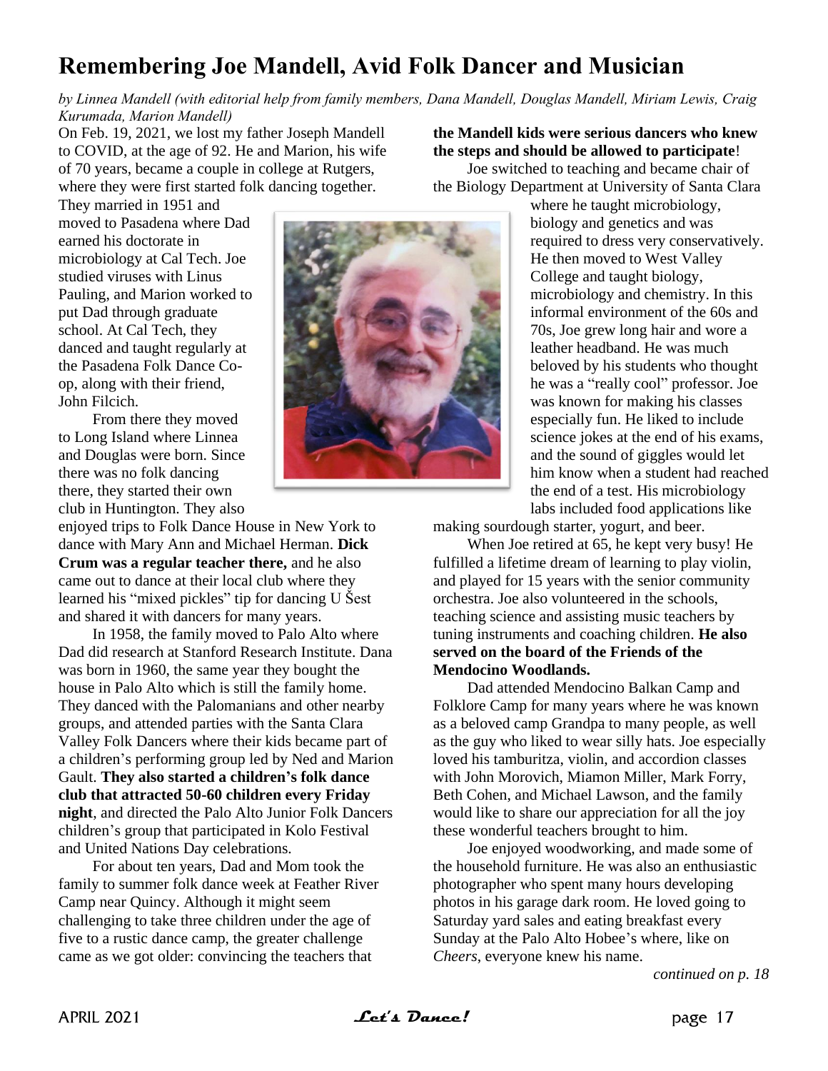# Remembering Joe Mandell, Avid Folk Dancer and Musician

*by Linnea Mandell (with editorial help from family members, Dana Mandell, Douglas Mandell, Miriam Lewis, Craig Kurumada, Marion Mandell)*

On Feb. 19, 2021, we lost my father Joseph Mandell to COVID, at the age of 92. He and Marion, his wife of 70 years, became a couple in college at Rutgers, where they were first started folk dancing together. They married in 1951 and moved to Pasadena where Dad earned his doctorate in microbiology at Cal Tech. Joe studied viruses with Linus Pauling, and Marion worked to put Dad through graduate school. At Cal Tech, they danced and taught regularly at the Pasadena Folk Dance Co-op, along with their friend, John Filcich.

From there they moved to Long Island where Linnea and Douglas were born. Since there was no folk dancing there, they started their own club in Huntington. They also enjoyed trips to Folk Dance House in New York to dance with Mary Ann and Michael Herman. **Dick Crum was a regular teacher there,** and he also came out to dance at their local club where they learned his "mixed pickles" tip for dancing U Šest and shared it with dancers for many years.

In 1958, the family moved to Palo Alto where Dad did research at Stanford Research Institute. Dana was born in 1960, the same year they bought the house in Palo Alto which is still the family home. They danced with the Palomanians and other nearby groups, and attended parties with the Santa Clara Valley Folk Dancers where their kids became part of a children's performing group led by Ned and Marion Gault. **They also started a children's folk dance club that attracted 50-60 children every Friday night**, and directed the Palo Alto Junior Folk Dancers children's group that participated in Kolo Festival and United Nations Day celebrations.

For about ten years, Dad and Mom took the family to summer folk dance week at Feather River Camp near Quincy. Although it might seem challenging to take three children under the age of five to a rustic dance camp, the greater challenge came as we got older: convincing the teachers that **the Mandell kids were serious dancers who knew the steps and should be allowed to participate**!

Joe switched to teaching and became chair of the Biology Department at University of Santa Clara where he taught microbiology, biology and genetics and was required to dress very conservatively. He then moved to West Valley College and taught biology, microbiology and chemistry. In this informal environment of the 60s and 70s, Joe grew long hair and wore a leather headband. He was much beloved by his students who thought he was a "really cool" professor. Joe was known for making his classes especially fun. He liked to include science jokes at the end of his exams, and the sound of giggles would let him know when a student had reached the end of a test. His microbiology labs included food applications like making sourdough starter, yogurt, and beer.

When Joe retired at 65, he kept very busy! He fulfilled a lifetime dream of learning to play violin, and played for 15 years with the senior community orchestra. Joe also volunteered in the schools, teaching science and assisting music teachers by tuning instruments and coaching children. **He also served on the board of the Friends of the Mendocino Woodlands.**

Dad attended Mendocino Balkan Camp and Folklore Camp for many years where he was known as a beloved camp Grandpa to many people, as well as the guy who liked to wear silly hats. Joe especially loved his tamburitza, violin, and accordion classes with John Morovich, Miamon Miller, Mark Forry, Beth Cohen, and Michael Lawson, and the family would like to share our appreciation for all the joy these wonderful teachers brought to him.

Joe enjoyed woodworking, and made some of the household furniture. He was also an enthusiastic photographer who spent many hours developing photos in his garage dark room. He loved going to Saturday yard sales and eating breakfast every Sunday at the Palo Alto Hobee's where, like on *Cheers*, everyone knew his name.

*continued on p. 18*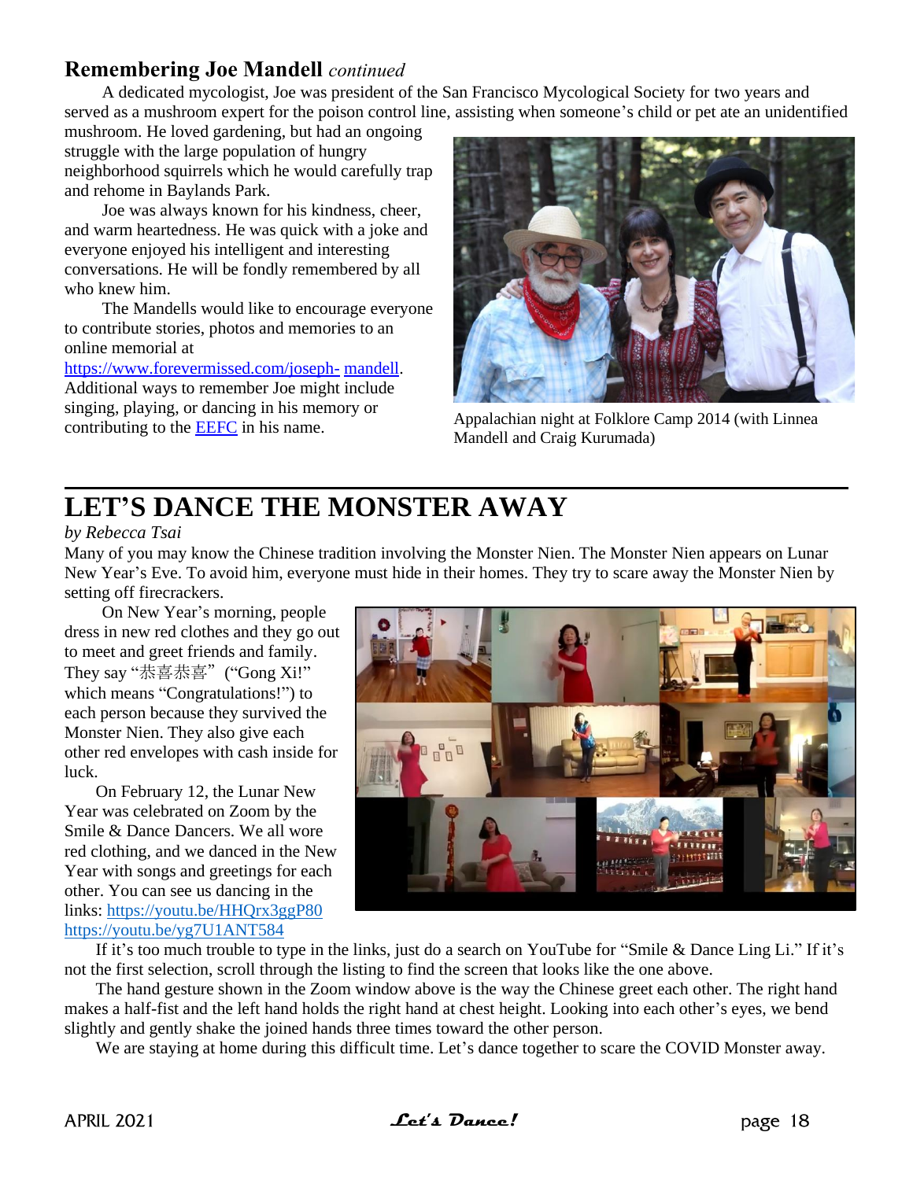## Remembering Joe Mandell *continued*

A dedicated mycologist, Joe was president of the San Francisco Mycological Society for two years and served as a mushroom expert for the poison control line, assisting when someone's child or pet ate an unidentified mushroom. He loved gardening, but had an ongoing struggle with the large population of hungry neighborhood squirrels which he would carefully trap and rehome in Baylands Park.

Joe was always known for his kindness, cheer, and warm heartedness. He was quick with a joke and everyone enjoyed his intelligent and interesting conversations. He will be fondly remembered by all who knew him.

The Mandells would like to encourage everyone to contribute stories, photos and memories to an online memorial at https://www.forevermissed.com/joseph-mandell. Additional ways to remember Joe might include singing, playing, or dancing in his memory or contributing to the EEFC in his name.

Appalachian night at Folklore Camp 2014 (with Linnea Mandell and Craig Kurumada)

# LET'S DANCE THE MONSTER AWAY

*by Rebecca Tsai*

Many of you may know the Chinese tradition involving the Monster Nien. The Monster Nien appears on Lunar New Year's Eve. To avoid him, everyone must hide in their homes. They try to scare away the Monster Nien by setting off firecrackers.

On New Year's morning, people dress in new red clothes and they go out to meet and greet friends and family. They say "恭喜恭喜" ("Gong Xi!" which means "Congratulations!") to each person because they survived the Monster Nien. They also give each other red envelopes with cash inside for luck.

On February 12, the Lunar New Year was celebrated on Zoom by the Smile & Dance Dancers. We all wore red clothing, and we danced in the New Year with songs and greetings for each other. You can see us dancing in the links: https://youtu.be/HHQrx3ggP80 https://youtu.be/yg7U1ANT584

If it's too much trouble to type in the links, just do a search on YouTube for "Smile & Dance Ling Li." If it's not the first selection, scroll through the listing to find the screen that looks like the one above.

The hand gesture shown in the Zoom window above is the way the Chinese greet each other. The right hand makes a half-fist and the left hand holds the right hand at chest height. Looking into each other's eyes, we bend slightly and gently shake the joined hands three times toward the other person.

We are staying at home during this difficult time. Let's dance together to scare the COVID Monster away.